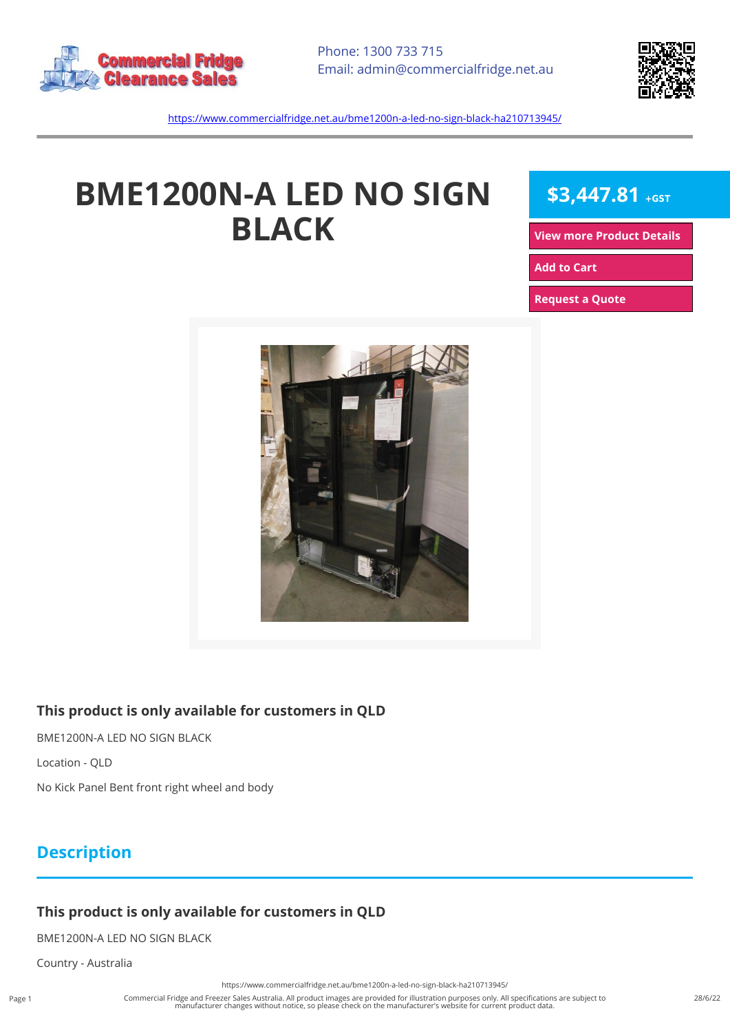Commercial Fridge Clearance Sales

Phone: 1300 733 715
Email: admin@commercialfridge.net.au

https://www.commercialfridge.net.au/bme1200n-a-led-no-sign-black-ha210713945/

# BME1200N-A LED NO SIGN BLACK

**$3,447.81** +GST

View more Product Details

Add to Cart

Request a Quote

### This product is only available for customers in QLD

BME1200N-A LED NO SIGN BLACK

Location - QLD

No Kick Panel Bent front right wheel and body

## Description

### This product is only available for customers in QLD

BME1200N-A LED NO SIGN BLACK

Country - Australia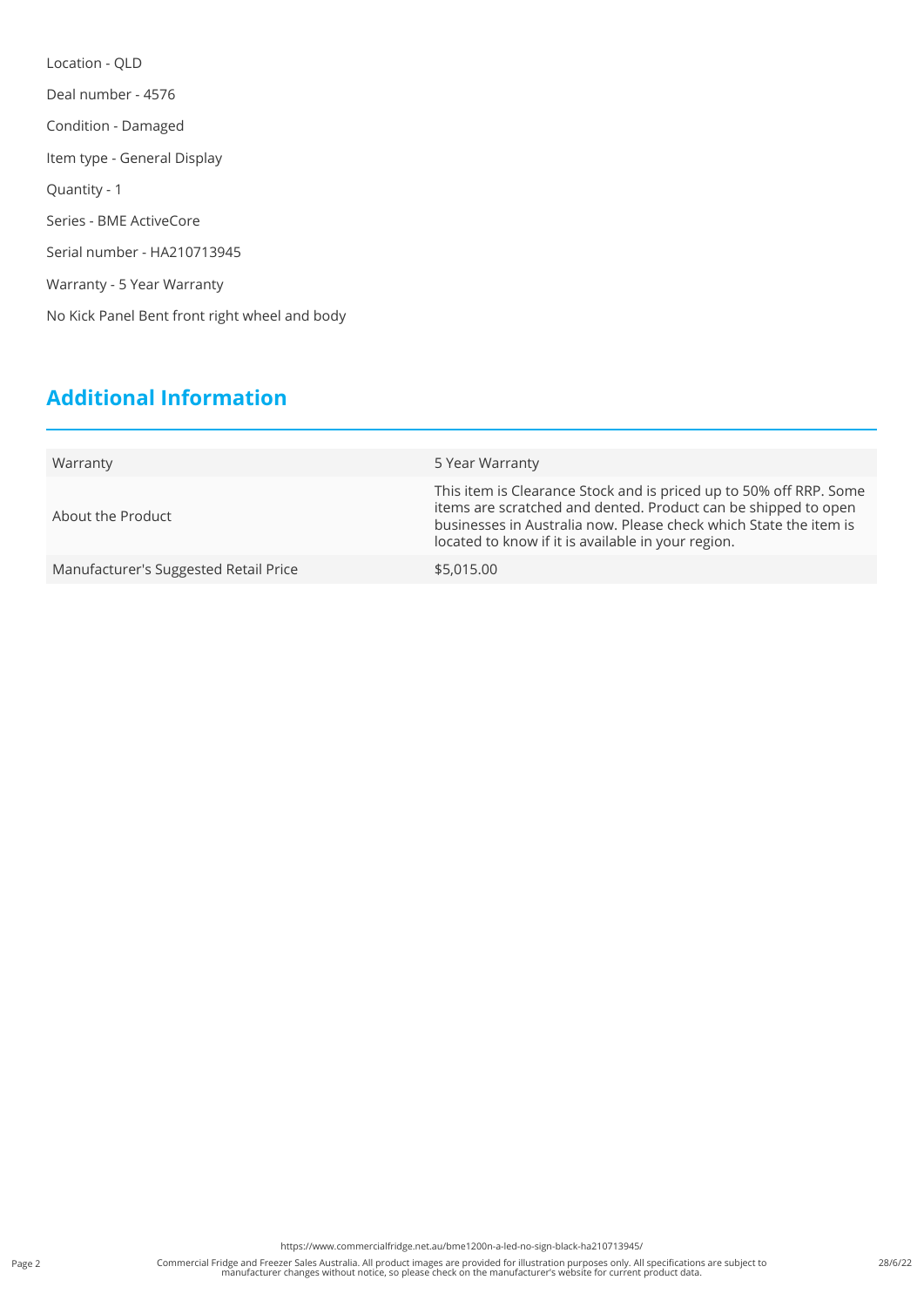Location - QLD

Deal number - 4576

Condition - Damaged

Item type - General Display

Quantity - 1

Series - BME ActiveCore

Serial number - HA210713945

Warranty - 5 Year Warranty

No Kick Panel Bent front right wheel and body

## Additional Information

| | |
|---|---|
| Warranty | 5 Year Warranty |
| About the Product | This item is Clearance Stock and is priced up to 50% off RRP. Some items are scratched and dented. Product can be shipped to open businesses in Australia now. Please check which State the item is located to know if it is available in your region. |
| Manufacturer's Suggested Retail Price | $5,015.00 |